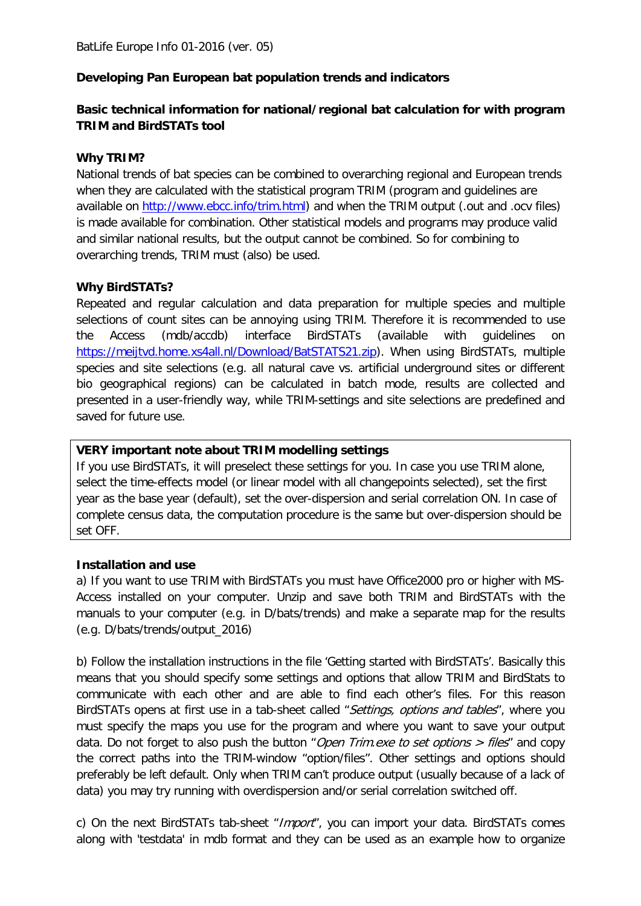BatLife Europe Info 01-2016 (ver. 05)

# Developing Pan European bat population trends and indicators

## Basic technical information for national/regional bat calculation for with program TRIM and BirdSTATs tool

### Why TRIM?

National trends of bat species can be combined to overarching regional and European trends when they are calculated with the statistical program TRIM (program and guidelines are available on http://www.ebcc.info/trim.html) and when the TRIM output (.out and .ocv files) is made available for combination. Other statistical models and programs may produce valid and similar national results, but the output cannot be combined. So for combining to overarching trends, TRIM must (also) be used.

### Why BirdSTATs?

Repeated and regular calculation and data preparation for multiple species and multiple selections of count sites can be annoying using TRIM. Therefore it is recommended to use the Access (mdb/accdb) interface BirdSTATs (available with guidelines on https://meijtvd.home.xs4all.nl/Download/BatSTATS21.zip). When using BirdSTATs, multiple species and site selections (e.g. all natural cave vs. artificial underground sites or different bio geographical regions) can be calculated in batch mode, results are collected and presented in a user-friendly way, while TRIM-settings and site selections are predefined and saved for future use.

> **VERY important note about TRIM modelling settings**
> If you use BirdSTATs, it will preselect these settings for you. In case you use TRIM alone, select the time-effects model (or linear model with all changepoints selected), set the first year as the base year (default), set the over-dispersion and serial correlation ON. In case of complete census data, the computation procedure is the same but over-dispersion should be set OFF.

### Installation and use

a) If you want to use TRIM with BirdSTATs you must have Office2000 pro or higher with MS-Access installed on your computer. Unzip and save both TRIM and BirdSTATs with the manuals to your computer (e.g. in D/bats/trends) and make a separate map for the results (e.g. D/bats/trends/output_2016)

b) Follow the installation instructions in the file 'Getting started with BirdSTATs'. Basically this means that you should specify some settings and options that allow TRIM and BirdStats to communicate with each other and are able to find each other's files. For this reason BirdSTATs opens at first use in a tab-sheet called "*Settings, options and tables*", where you must specify the maps you use for the program and where you want to save your output data. Do not forget to also push the button "*Open Trim.exe to set options > files*" and copy the correct paths into the TRIM-window "option/files". Other settings and options should preferably be left default. Only when TRIM can't produce output (usually because of a lack of data) you may try running with overdispersion and/or serial correlation switched off.

c) On the next BirdSTATs tab-sheet "*Import*", you can import your data. BirdSTATs comes along with 'testdata' in mdb format and they can be used as an example how to organize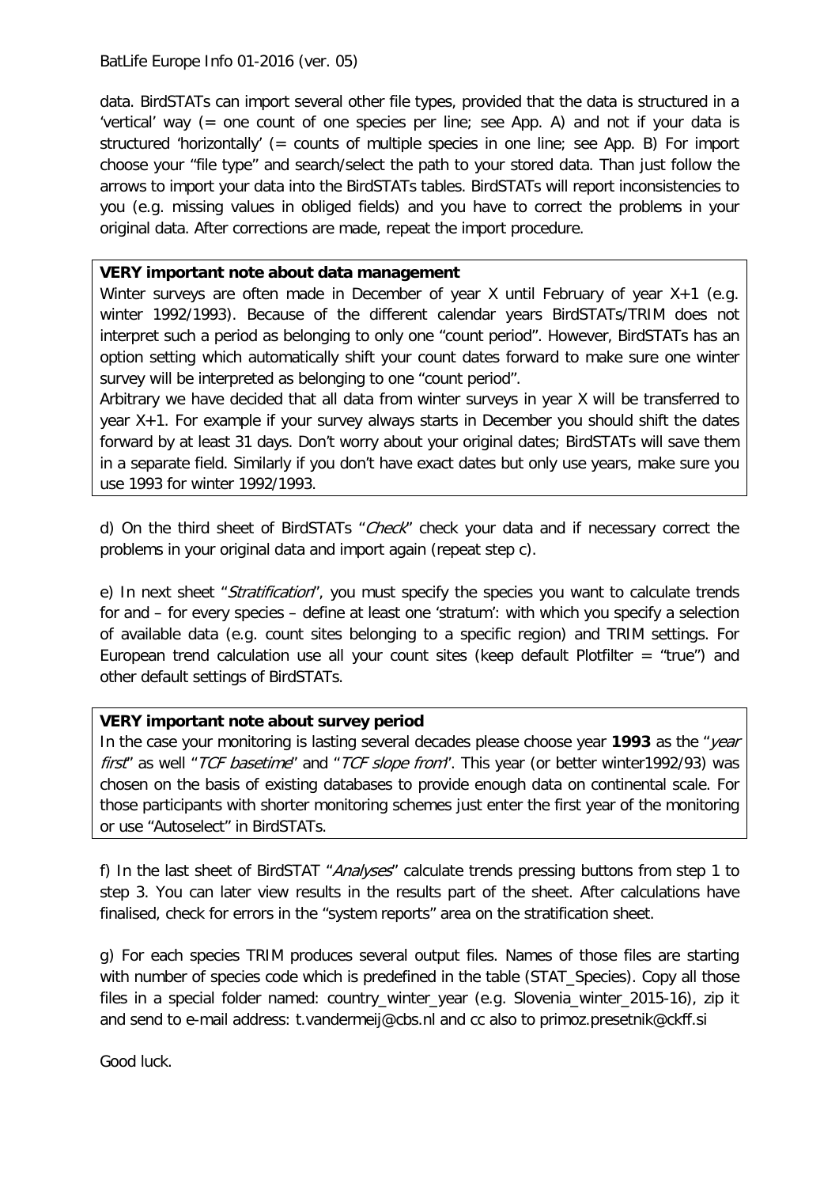data. BirdSTATs can import several other file types, provided that the data is structured in a 'vertical' way (= one count of one species per line; see App. A) and not if your data is structured 'horizontally' (= counts of multiple species in one line; see App. B) For import choose your "file type" and search/select the path to your stored data. Than just follow the arrows to import your data into the BirdSTATs tables. BirdSTATs will report inconsistencies to you (e.g. missing values in obliged fields) and you have to correct the problems in your original data. After corrections are made, repeat the import procedure.

> **VERY important note about data management**
>
> Winter surveys are often made in December of year X until February of year X+1 (e.g. winter 1992/1993). Because of the different calendar years BirdSTATs/TRIM does not interpret such a period as belonging to only one "count period". However, BirdSTATs has an option setting which automatically shift your count dates forward to make sure one winter survey will be interpreted as belonging to one "count period".
>
> Arbitrary we have decided that all data from winter surveys in year X will be transferred to year X+1. For example if your survey always starts in December you should shift the dates forward by at least 31 days. Don't worry about your original dates; BirdSTATs will save them in a separate field. Similarly if you don't have exact dates but only use years, make sure you use 1993 for winter 1992/1993.

d) On the third sheet of BirdSTATs "*Check*" check your data and if necessary correct the problems in your original data and import again (repeat step c).

e) In next sheet "*Stratification*", you must specify the species you want to calculate trends for and – for every species – define at least one 'stratum': with which you specify a selection of available data (e.g. count sites belonging to a specific region) and TRIM settings. For European trend calculation use all your count sites (keep default Plotfilter = "true") and other default settings of BirdSTATs.

> **VERY important note about survey period**
>
> In the case your monitoring is lasting several decades please choose year **1993** as the "*year first*" as well "*TCF basetime*" and "*TCF slope from*". This year (or better winter1992/93) was chosen on the basis of existing databases to provide enough data on continental scale. For those participants with shorter monitoring schemes just enter the first year of the monitoring or use "Autoselect" in BirdSTATs.

f) In the last sheet of BirdSTAT "*Analyses*" calculate trends pressing buttons from step 1 to step 3. You can later view results in the results part of the sheet. After calculations have finalised, check for errors in the "system reports" area on the stratification sheet.

g) For each species TRIM produces several output files. Names of those files are starting with number of species code which is predefined in the table (STAT_Species). Copy all those files in a special folder named: country_winter_year (e.g. Slovenia_winter_2015-16), zip it and send to e-mail address: t.vandermeij@cbs.nl and cc also to primoz.presetnik@ckff.si

Good luck.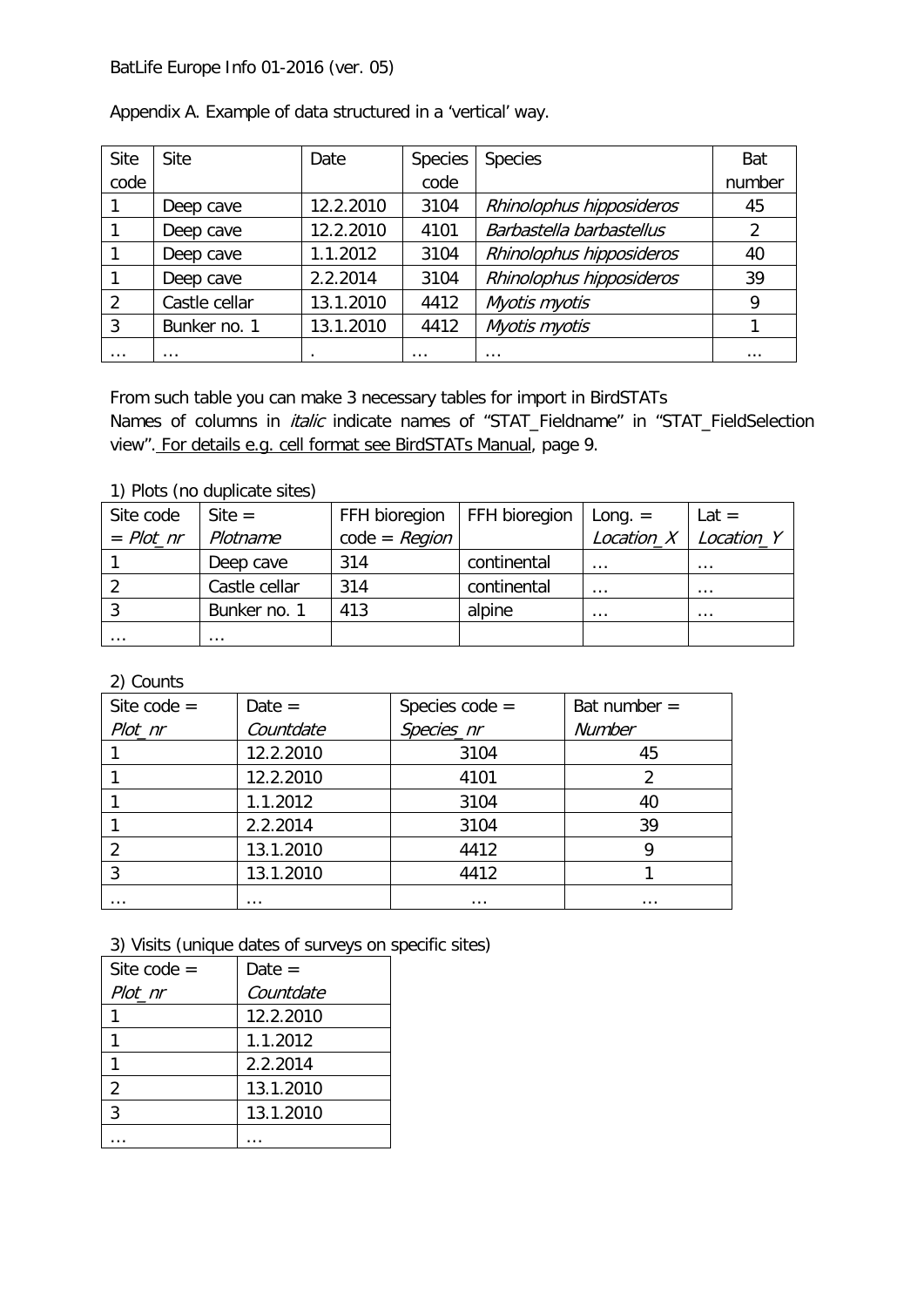BatLife Europe Info 01-2016 (ver. 05)

Appendix A. Example of data structured in a 'vertical' way.

| Site code | Site | Date | Species code | Species | Bat number |
|---|---|---|---|---|---|
| 1 | Deep cave | 12.2.2010 | 3104 | *Rhinolophus hipposideros* | 45 |
| 1 | Deep cave | 12.2.2010 | 4101 | *Barbastella barbastellus* | 2 |
| 1 | Deep cave | 1.1.2012 | 3104 | *Rhinolophus hipposideros* | 40 |
| 1 | Deep cave | 2.2.2014 | 3104 | *Rhinolophus hipposideros* | 39 |
| 2 | Castle cellar | 13.1.2010 | 4412 | *Myotis myotis* | 9 |
| 3 | Bunker no. 1 | 13.1.2010 | 4412 | *Myotis myotis* | 1 |
| … | … | . | … | … | … |

From such table you can make 3 necessary tables for import in BirdSTATs
Names of columns in *italic* indicate names of "STAT_Fieldname" in "STAT_FieldSelection view". For details e.g. cell format see BirdSTATs Manual, page 9.

1) Plots (no duplicate sites)

| Site code = *Plot_nr* | Site = *Plotname* | FFH bioregion code = *Region* | FFH bioregion | Long. = *Location_X* | Lat = *Location_Y* |
|---|---|---|---|---|---|
| 1 | Deep cave | 314 | continental | … | … |
| 2 | Castle cellar | 314 | continental | … | … |
| 3 | Bunker no. 1 | 413 | alpine | … | … |
| … | … | | | | |

2) Counts

| Site code = *Plot_nr* | Date = *Countdate* | Species code = *Species_nr* | Bat number = *Number* |
|---|---|---|---|
| 1 | 12.2.2010 | 3104 | 45 |
| 1 | 12.2.2010 | 4101 | 2 |
| 1 | 1.1.2012 | 3104 | 40 |
| 1 | 2.2.2014 | 3104 | 39 |
| 2 | 13.1.2010 | 4412 | 9 |
| 3 | 13.1.2010 | 4412 | 1 |
| … | … | … | … |

3) Visits (unique dates of surveys on specific sites)

| Site code = *Plot_nr* | Date = *Countdate* |
|---|---|
| 1 | 12.2.2010 |
| 1 | 1.1.2012 |
| 1 | 2.2.2014 |
| 2 | 13.1.2010 |
| 3 | 13.1.2010 |
| … | … |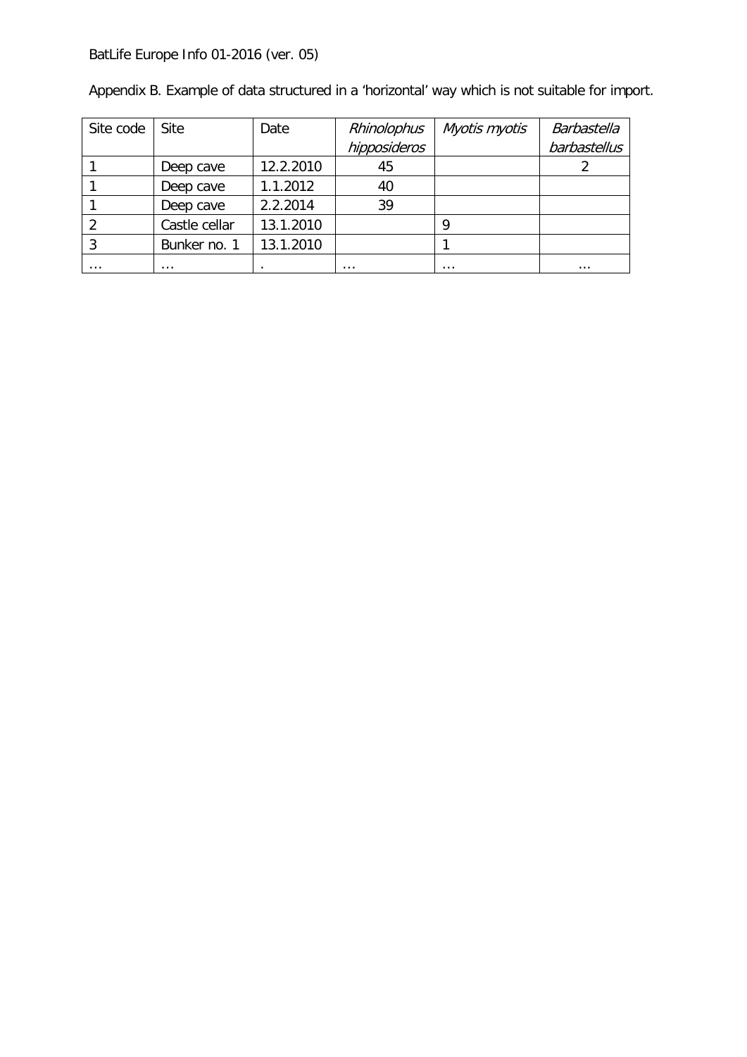Appendix B. Example of data structured in a 'horizontal' way which is not suitable for import.

| Site code | Site | Date | *Rhinolophus hipposideros* | *Myotis myotis* | *Barbastella barbastellus* |
|---|---|---|---|---|---|
| 1 | Deep cave | 12.2.2010 | 45 | | 2 |
| 1 | Deep cave | 1.1.2012 | 40 | | |
| 1 | Deep cave | 2.2.2014 | 39 | | |
| 2 | Castle cellar | 13.1.2010 | | 9 | |
| 3 | Bunker no. 1 | 13.1.2010 | | 1 | |
| … | … | . | … | … | … |